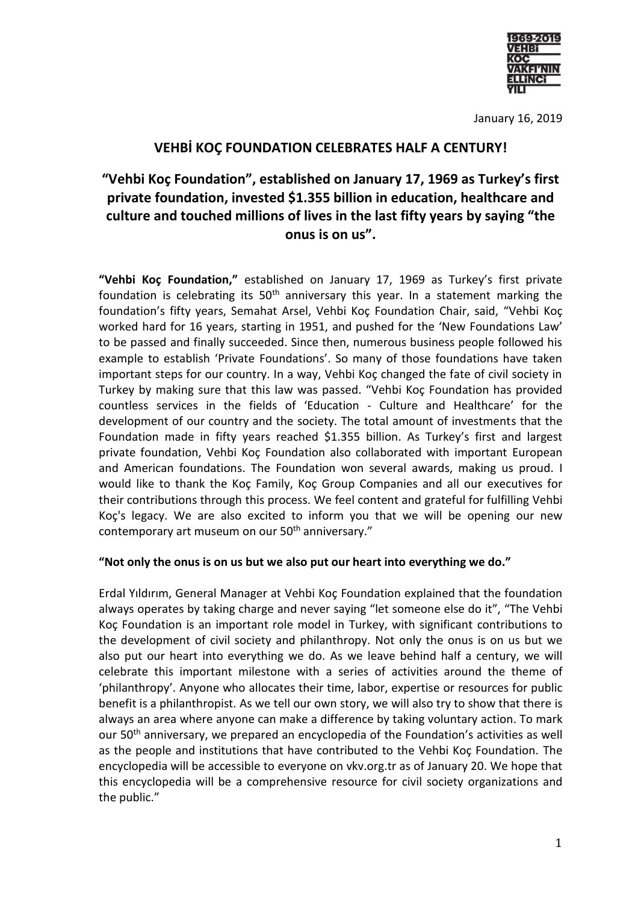1969-2019
VEHBİ
KOÇ
VAKFI'NIN
ELLİNCİ
YILI

January 16, 2019

# VEHBİ KOÇ FOUNDATION CELEBRATES HALF A CENTURY!

## "Vehbi Koç Foundation", established on January 17, 1969 as Turkey's first private foundation, invested $1.355 billion in education, healthcare and culture and touched millions of lives in the last fifty years by saying "the onus is on us".

**"Vehbi Koç Foundation,"** established on January 17, 1969 as Turkey's first private foundation is celebrating its 50th anniversary this year. In a statement marking the foundation's fifty years, Semahat Arsel, Vehbi Koç Foundation Chair, said, "Vehbi Koç worked hard for 16 years, starting in 1951, and pushed for the 'New Foundations Law' to be passed and finally succeeded. Since then, numerous business people followed his example to establish 'Private Foundations'. So many of those foundations have taken important steps for our country. In a way, Vehbi Koç changed the fate of civil society in Turkey by making sure that this law was passed. "Vehbi Koç Foundation has provided countless services in the fields of 'Education - Culture and Healthcare' for the development of our country and the society. The total amount of investments that the Foundation made in fifty years reached $1.355 billion. As Turkey's first and largest private foundation, Vehbi Koç Foundation also collaborated with important European and American foundations. The Foundation won several awards, making us proud. I would like to thank the Koç Family, Koç Group Companies and all our executives for their contributions through this process. We feel content and grateful for fulfilling Vehbi Koç's legacy. We are also excited to inform you that we will be opening our new contemporary art museum on our 50th anniversary."

**"Not only the onus is on us but we also put our heart into everything we do."**

Erdal Yıldırım, General Manager at Vehbi Koç Foundation explained that the foundation always operates by taking charge and never saying "let someone else do it", "The Vehbi Koç Foundation is an important role model in Turkey, with significant contributions to the development of civil society and philanthropy. Not only the onus is on us but we also put our heart into everything we do. As we leave behind half a century, we will celebrate this important milestone with a series of activities around the theme of 'philanthropy'. Anyone who allocates their time, labor, expertise or resources for public benefit is a philanthropist. As we tell our own story, we will also try to show that there is always an area where anyone can make a difference by taking voluntary action. To mark our 50th anniversary, we prepared an encyclopedia of the Foundation's activities as well as the people and institutions that have contributed to the Vehbi Koç Foundation. The encyclopedia will be accessible to everyone on vkv.org.tr as of January 20. We hope that this encyclopedia will be a comprehensive resource for civil society organizations and the public."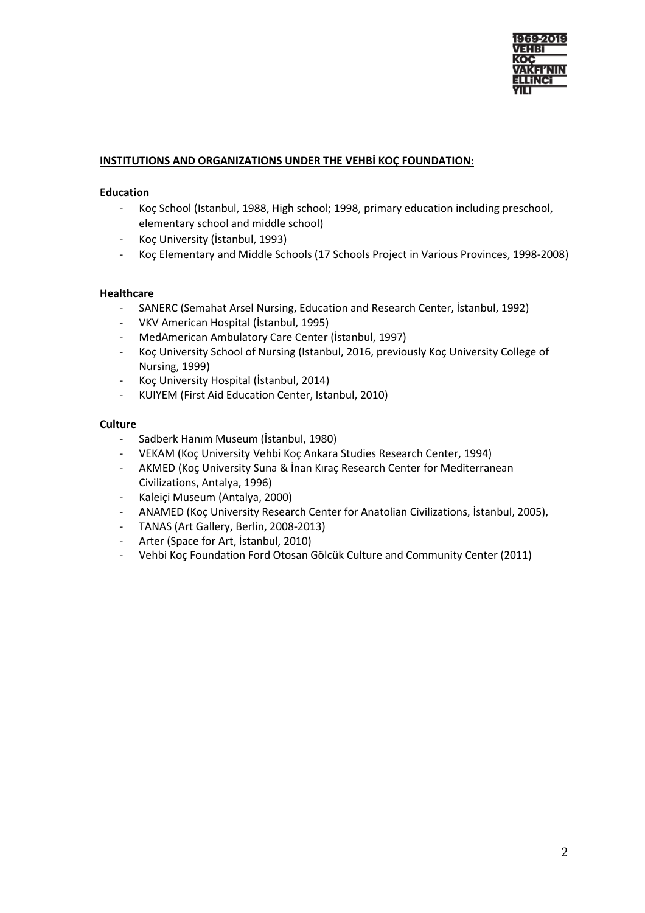**INSTITUTIONS AND ORGANIZATIONS UNDER THE VEHBİ KOÇ FOUNDATION:**

**Education**

- Koç School (Istanbul, 1988, High school; 1998, primary education including preschool, elementary school and middle school)
- Koç University (İstanbul, 1993)
- Koç Elementary and Middle Schools (17 Schools Project in Various Provinces, 1998-2008)

**Healthcare**

- SANERC (Semahat Arsel Nursing, Education and Research Center, İstanbul, 1992)
- VKV American Hospital (İstanbul, 1995)
- MedAmerican Ambulatory Care Center (İstanbul, 1997)
- Koç University School of Nursing (Istanbul, 2016, previously Koç University College of Nursing, 1999)
- Koç University Hospital (İstanbul, 2014)
- KUIYEM (First Aid Education Center, Istanbul, 2010)

**Culture**

- Sadberk Hanım Museum (İstanbul, 1980)
- VEKAM (Koç University Vehbi Koç Ankara Studies Research Center, 1994)
- AKMED (Koç University Suna & İnan Kıraç Research Center for Mediterranean Civilizations, Antalya, 1996)
- Kaleiçi Museum (Antalya, 2000)
- ANAMED (Koç University Research Center for Anatolian Civilizations, İstanbul, 2005),
- TANAS (Art Gallery, Berlin, 2008-2013)
- Arter (Space for Art, İstanbul, 2010)
- Vehbi Koç Foundation Ford Otosan Gölcük Culture and Community Center (2011)